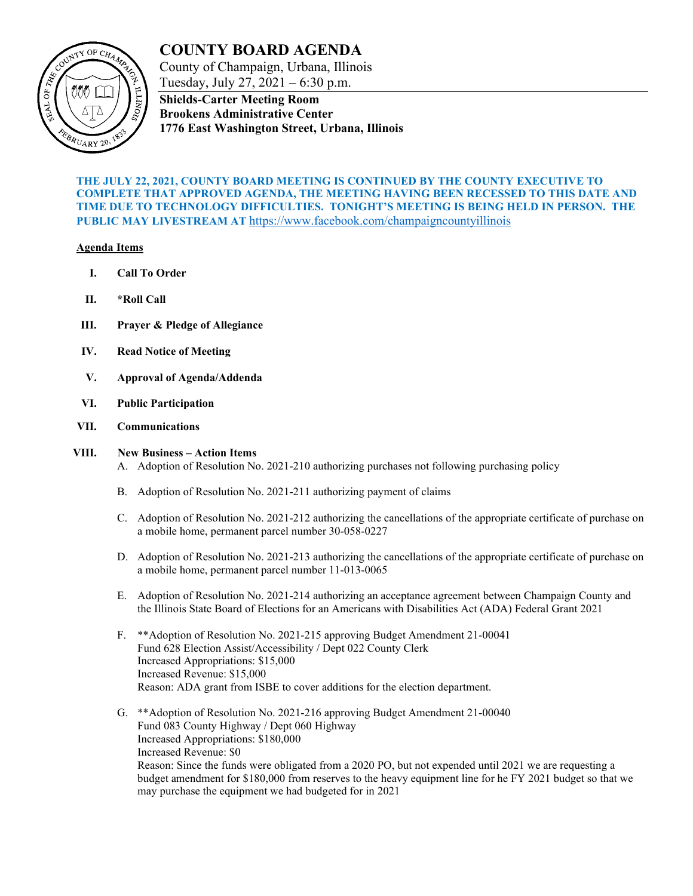# COUNTY BOARD AGENDA

County of Champaign, Urbana, Illinois
Tuesday, July 27, 2021 – 6:30 p.m.

**Shields-Carter Meeting Room**
**Brookens Administrative Center**
**1776 East Washington Street, Urbana, Illinois**

**THE JULY 22, 2021, COUNTY BOARD MEETING IS CONTINUED BY THE COUNTY EXECUTIVE TO COMPLETE THAT APPROVED AGENDA, THE MEETING HAVING BEEN RECESSED TO THIS DATE AND TIME DUE TO TECHNOLOGY DIFFICULTIES. TONIGHT'S MEETING IS BEING HELD IN PERSON. THE PUBLIC MAY LIVESTREAM AT** https://www.facebook.com/champaigncountyillinois

**Agenda Items**

**I. Call To Order**

**II. *Roll Call**

**III. Prayer & Pledge of Allegiance**

**IV. Read Notice of Meeting**

**V. Approval of Agenda/Addenda**

**VI. Public Participation**

**VII. Communications**

**VIII. New Business – Action Items**

A. Adoption of Resolution No. 2021-210 authorizing purchases not following purchasing policy

B. Adoption of Resolution No. 2021-211 authorizing payment of claims

C. Adoption of Resolution No. 2021-212 authorizing the cancellations of the appropriate certificate of purchase on a mobile home, permanent parcel number 30-058-0227

D. Adoption of Resolution No. 2021-213 authorizing the cancellations of the appropriate certificate of purchase on a mobile home, permanent parcel number 11-013-0065

E. Adoption of Resolution No. 2021-214 authorizing an acceptance agreement between Champaign County and the Illinois State Board of Elections for an Americans with Disabilities Act (ADA) Federal Grant 2021

F. **Adoption of Resolution No. 2021-215 approving Budget Amendment 21-00041
Fund 628 Election Assist/Accessibility / Dept 022 County Clerk
Increased Appropriations: $15,000
Increased Revenue: $15,000
Reason: ADA grant from ISBE to cover additions for the election department.

G. **Adoption of Resolution No. 2021-216 approving Budget Amendment 21-00040
Fund 083 County Highway / Dept 060 Highway
Increased Appropriations: $180,000
Increased Revenue: $0
Reason: Since the funds were obligated from a 2020 PO, but not expended until 2021 we are requesting a budget amendment for $180,000 from reserves to the heavy equipment line for he FY 2021 budget so that we may purchase the equipment we had budgeted for in 2021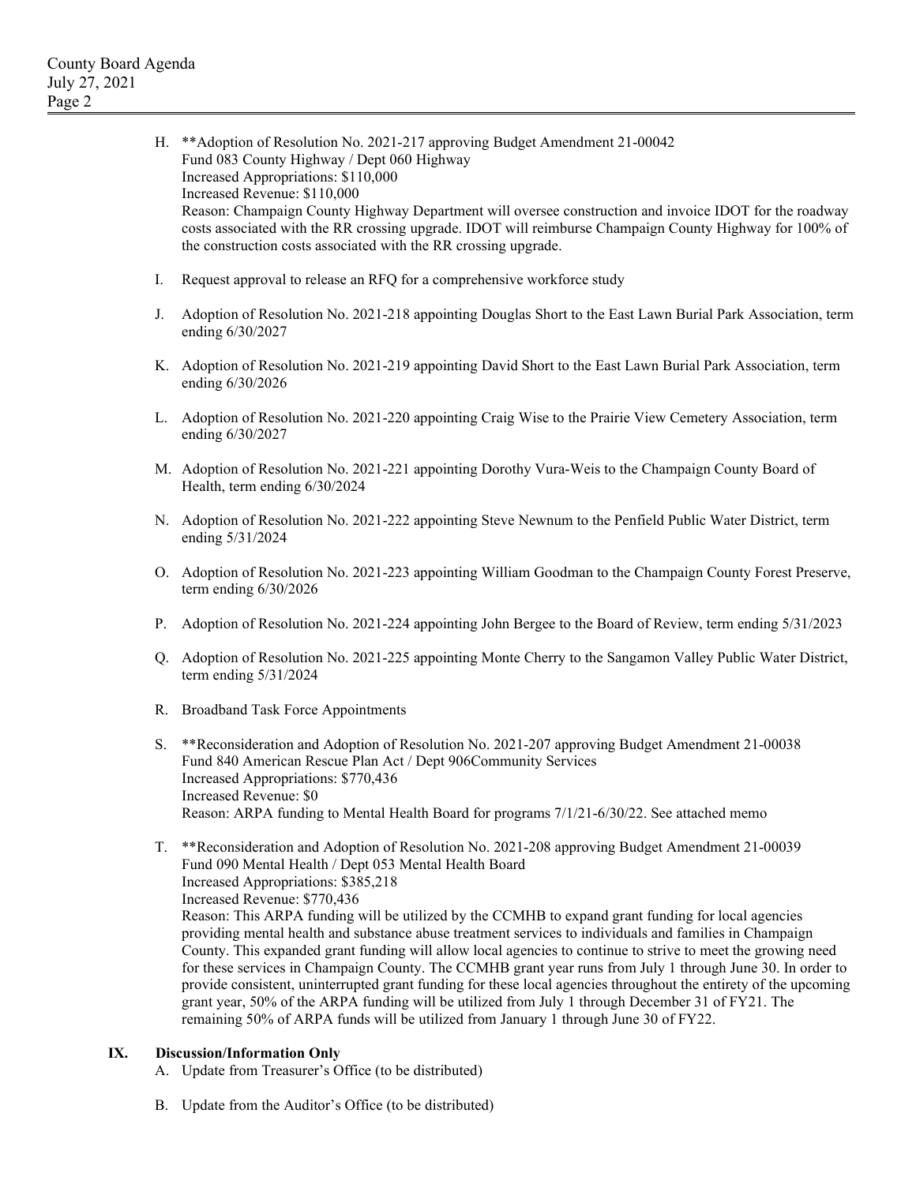H. **Adoption of Resolution No. 2021-217 approving Budget Amendment 21-00042
   Fund 083 County Highway / Dept 060 Highway
   Increased Appropriations: $110,000
   Increased Revenue: $110,000
   Reason: Champaign County Highway Department will oversee construction and invoice IDOT for the roadway costs associated with the RR crossing upgrade. IDOT will reimburse Champaign County Highway for 100% of the construction costs associated with the RR crossing upgrade.

I. Request approval to release an RFQ for a comprehensive workforce study

J. Adoption of Resolution No. 2021-218 appointing Douglas Short to the East Lawn Burial Park Association, term ending 6/30/2027

K. Adoption of Resolution No. 2021-219 appointing David Short to the East Lawn Burial Park Association, term ending 6/30/2026

L. Adoption of Resolution No. 2021-220 appointing Craig Wise to the Prairie View Cemetery Association, term ending 6/30/2027

M. Adoption of Resolution No. 2021-221 appointing Dorothy Vura-Weis to the Champaign County Board of Health, term ending 6/30/2024

N. Adoption of Resolution No. 2021-222 appointing Steve Newnum to the Penfield Public Water District, term ending 5/31/2024

O. Adoption of Resolution No. 2021-223 appointing William Goodman to the Champaign County Forest Preserve, term ending 6/30/2026

P. Adoption of Resolution No. 2021-224 appointing John Bergee to the Board of Review, term ending 5/31/2023

Q. Adoption of Resolution No. 2021-225 appointing Monte Cherry to the Sangamon Valley Public Water District, term ending 5/31/2024

R. Broadband Task Force Appointments

S. **Reconsideration and Adoption of Resolution No. 2021-207 approving Budget Amendment 21-00038
   Fund 840 American Rescue Plan Act / Dept 906Community Services
   Increased Appropriations: $770,436
   Increased Revenue: $0
   Reason: ARPA funding to Mental Health Board for programs 7/1/21-6/30/22. See attached memo

T. **Reconsideration and Adoption of Resolution No. 2021-208 approving Budget Amendment 21-00039
   Fund 090 Mental Health / Dept 053 Mental Health Board
   Increased Appropriations: $385,218
   Increased Revenue: $770,436
   Reason: This ARPA funding will be utilized by the CCMHB to expand grant funding for local agencies providing mental health and substance abuse treatment services to individuals and families in Champaign County. This expanded grant funding will allow local agencies to continue to strive to meet the growing need for these services in Champaign County. The CCMHB grant year runs from July 1 through June 30. In order to provide consistent, uninterrupted grant funding for these local agencies throughout the entirety of the upcoming grant year, 50% of the ARPA funding will be utilized from July 1 through December 31 of FY21. The remaining 50% of ARPA funds will be utilized from January 1 through June 30 of FY22.

## IX. Discussion/Information Only

A. Update from Treasurer's Office (to be distributed)

B. Update from the Auditor's Office (to be distributed)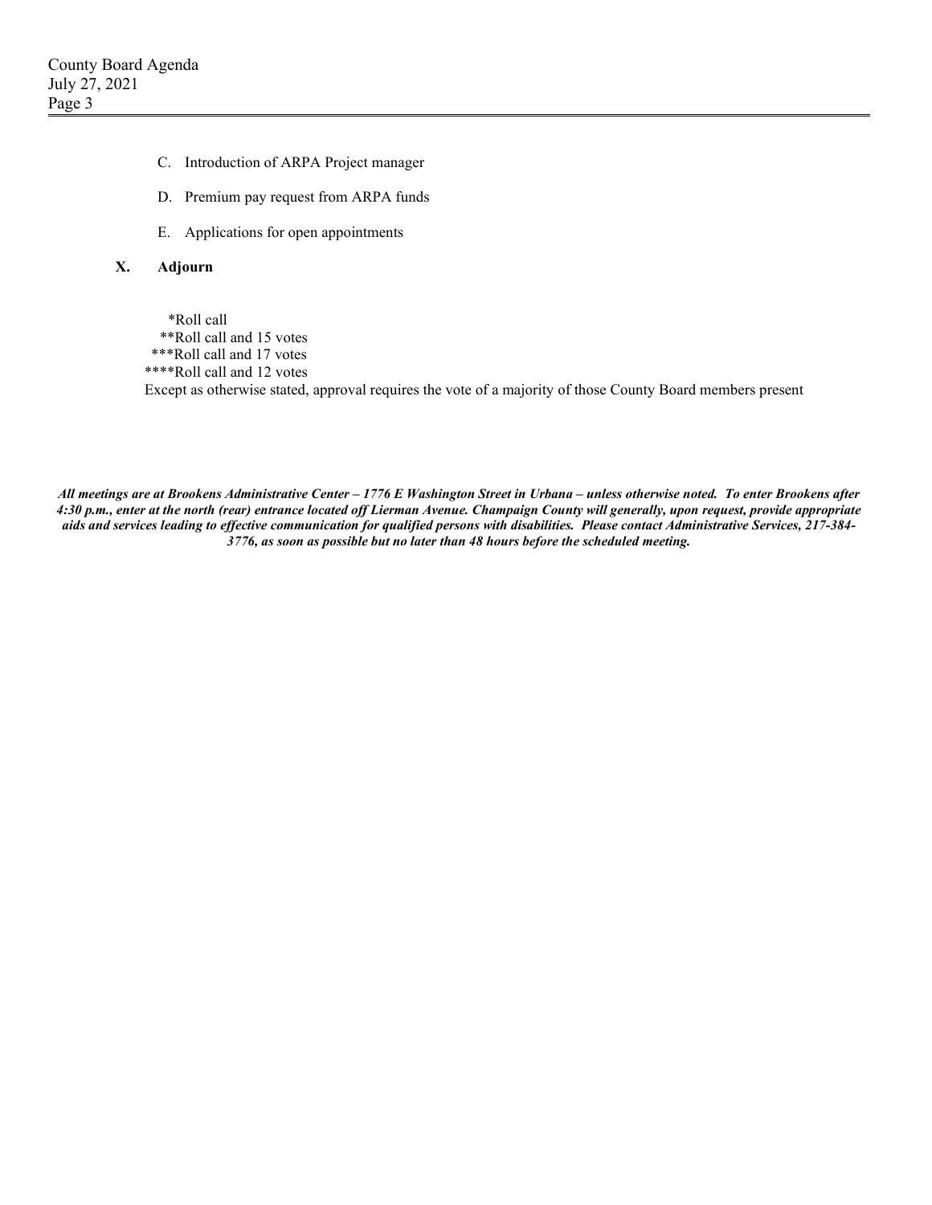C. Introduction of ARPA Project manager

D. Premium pay request from ARPA funds

E. Applications for open appointments

**X. Adjourn**

*Roll call
**Roll call and 15 votes
***Roll call and 17 votes
****Roll call and 12 votes
Except as otherwise stated, approval requires the vote of a majority of those County Board members present

***All meetings are at Brookens Administrative Center – 1776 E Washington Street in Urbana – unless otherwise noted. To enter Brookens after 4:30 p.m., enter at the north (rear) entrance located off Lierman Avenue. Champaign County will generally, upon request, provide appropriate aids and services leading to effective communication for qualified persons with disabilities. Please contact Administrative Services, 217-384-3776, as soon as possible but no later than 48 hours before the scheduled meeting.***